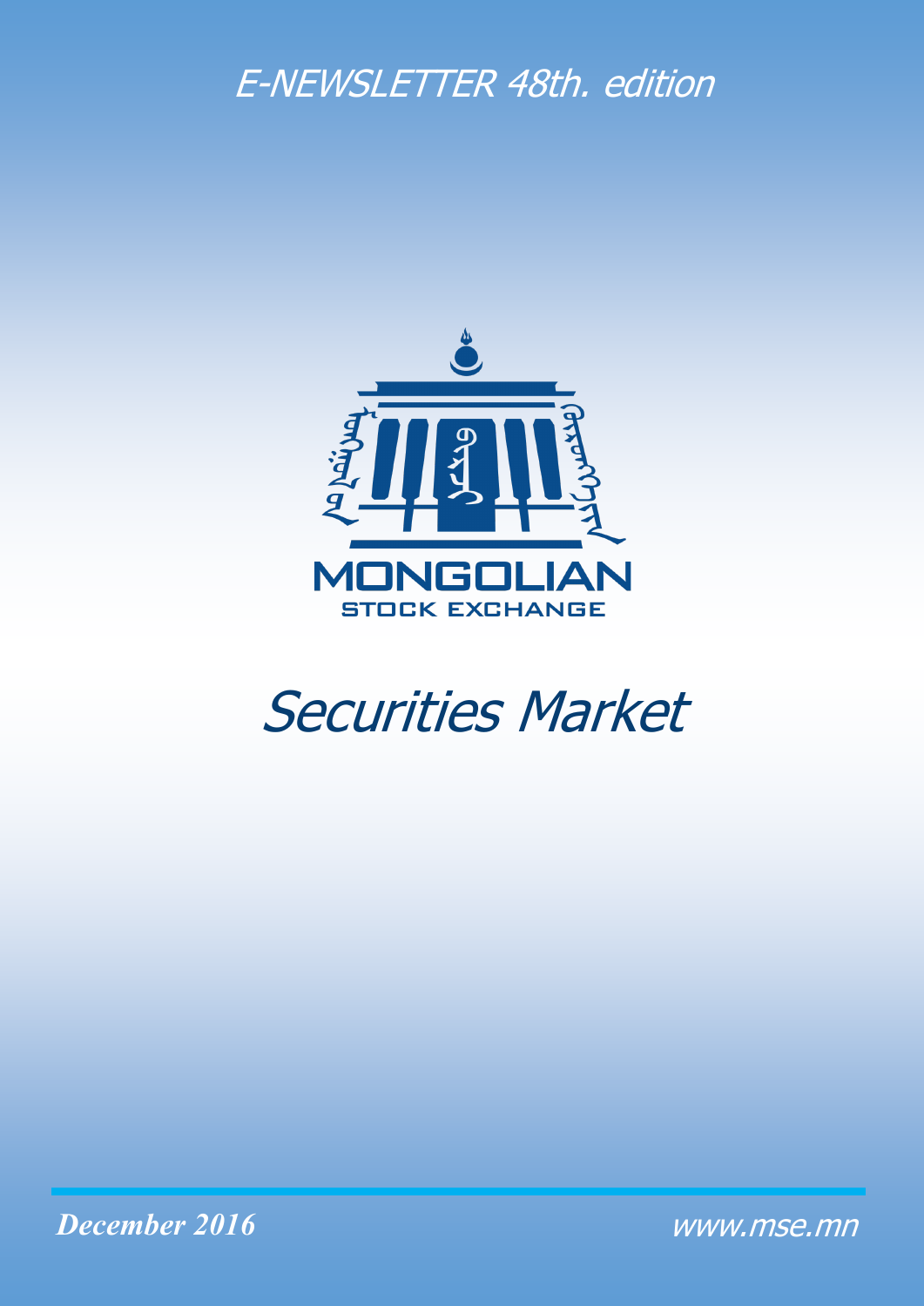E-NEWSLETTER 48th. edition

MONGOLIAN

STOCK EXCHANGE

# Securities Market

*December 2016*

www.mse.mn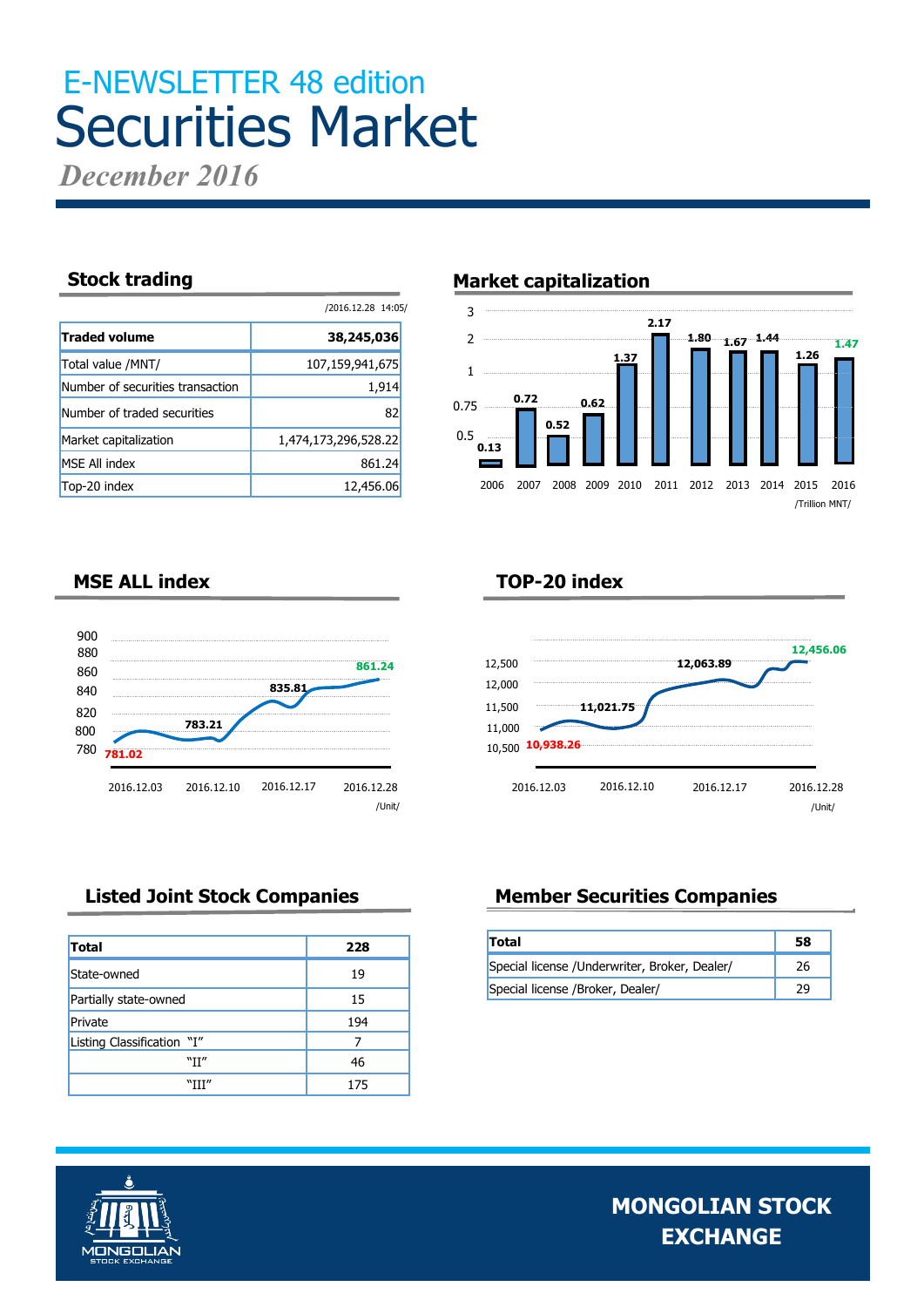# E-NEWSLETTER 48 edition

# Securities Market

*December 2016*

## Stock trading

/2016.12.28 14:05/

| **Traded volume** | **38,245,036** |
|---|---|
| Total value /MNT/ | 107,159,941,675 |
| Number of securities transaction | 1,914 |
| Number of traded securities | 82 |
| Market capitalization | 1,474,173,296,528.22 |
| MSE All index | 861.24 |
| Top-20 index | 12,456.06 |

## Market capitalization

| Year | 2006 | 2007 | 2008 | 2009 | 2010 | 2011 | 2012 | 2013 | 2014 | 2015 | 2016 |
|---|---|---|---|---|---|---|---|---|---|---|---|
| Value | 0.13 | 0.72 | 0.52 | 0.62 | 1.37 | 2.17 | 1.80 | 1.67 | 1.44 | 1.26 | 1.47 |

/Trillion MNT/

## MSE ALL index

781.02 (2016.12.03) – 783.21 (2016.12.10) – 835.81 (2016.12.17) – 861.24 (2016.12.28)

/Unit/

## TOP-20 index

10,938.26 (2016.12.03) – 11,021.75 (2016.12.10) – 12,063.89 (2016.12.17) – 12,456.06 (2016.12.28)

/Unit/

## Listed Joint Stock Companies

| **Total** | **228** |
|---|---|
| State-owned | 19 |
| Partially state-owned | 15 |
| Private | 194 |
| Listing Classification "I" | 7 |
| "II" | 46 |
| "III" | 175 |

## Member Securities Companies

| **Total** | **58** |
|---|---|
| Special license /Underwriter, Broker, Dealer/ | 26 |
| Special license /Broker, Dealer/ | 29 |

**MONGOLIAN STOCK EXCHANGE**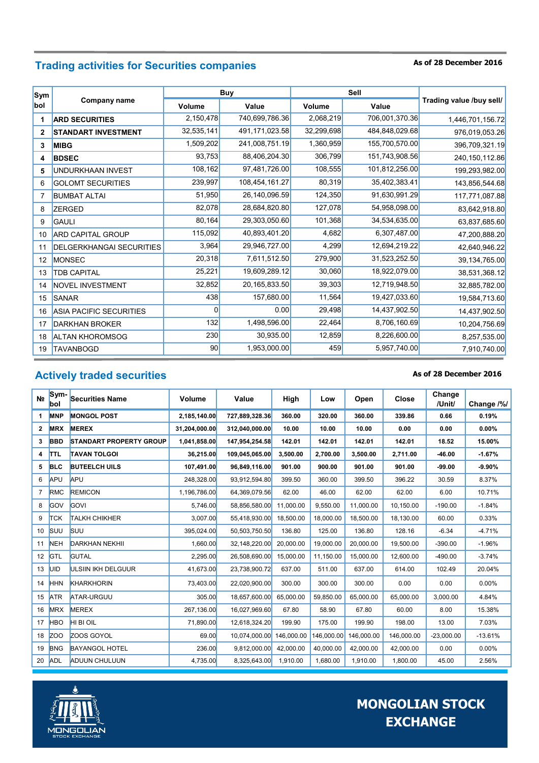## Trading activities for Securities companies

**As of 28 December 2016**

| Symbol | Company name | Buy | | Sell | | Trading value /buy sell/ |
|---|---|---|---|---|---|---|
| | | Volume | Value | Volume | Value | |
| **1** | **ARD SECURITIES** | 2,150,478 | 740,699,786.36 | 2,068,219 | 706,001,370.36 | 1,446,701,156.72 |
| **2** | **STANDART INVESTMENT** | 32,535,141 | 491,171,023.58 | 32,299,698 | 484,848,029.68 | 976,019,053.26 |
| **3** | **MIBG** | 1,509,202 | 241,008,751.19 | 1,360,959 | 155,700,570.00 | 396,709,321.19 |
| **4** | **BDSEC** | 93,753 | 88,406,204.30 | 306,799 | 151,743,908.56 | 240,150,112.86 |
| 5 | UNDURKHAAN INVEST | 108,162 | 97,481,726.00 | 108,555 | 101,812,256.00 | 199,293,982.00 |
| 6 | GOLOMT SECURITIES | 239,997 | 108,454,161.27 | 80,319 | 35,402,383.41 | 143,856,544.68 |
| 7 | BUMBAT ALTAI | 51,950 | 26,140,096.59 | 124,350 | 91,630,991.29 | 117,771,087.88 |
| 8 | ZERGED | 82,078 | 28,684,820.80 | 127,078 | 54,958,098.00 | 83,642,918.80 |
| 9 | GAULI | 80,164 | 29,303,050.60 | 101,368 | 34,534,635.00 | 63,837,685.60 |
| 10 | ARD CAPITAL GROUP | 115,092 | 40,893,401.20 | 4,682 | 6,307,487.00 | 47,200,888.20 |
| 11 | DELGERKHANGAI SECURITIES | 3,964 | 29,946,727.00 | 4,299 | 12,694,219.22 | 42,640,946.22 |
| 12 | MONSEC | 20,318 | 7,611,512.50 | 279,900 | 31,523,252.50 | 39,134,765.00 |
| 13 | TDB CAPITAL | 25,221 | 19,609,289.12 | 30,060 | 18,922,079.00 | 38,531,368.12 |
| 14 | NOVEL INVESTMENT | 32,852 | 20,165,833.50 | 39,303 | 12,719,948.50 | 32,885,782.00 |
| 15 | SANAR | 438 | 157,680.00 | 11,564 | 19,427,033.60 | 19,584,713.60 |
| 16 | ASIA PACIFIC SECURITIES | 0 | 0.00 | 29,498 | 14,437,902.50 | 14,437,902.50 |
| 17 | DARKHAN BROKER | 132 | 1,498,596.00 | 22,464 | 8,706,160.69 | 10,204,756.69 |
| 18 | ALTAN KHOROMSOG | 230 | 30,935.00 | 12,859 | 8,226,600.00 | 8,257,535.00 |
| 19 | TAVANBOGD | 90 | 1,953,000.00 | 459 | 5,957,740.00 | 7,910,740.00 |

## Actively traded securities

**As of 28 December 2016**

| № | Symbol | Securities Name | Volume | Value | High | Low | Open | Close | Change /Unit/ | Change /%/ |
|---|---|---|---|---|---|---|---|---|---|---|
| **1** | **MNP** | **MONGOL POST** | **2,185,140.00** | **727,889,328.36** | **360.00** | **320.00** | **360.00** | **339.86** | **0.66** | **0.19%** |
| **2** | **MRX** | **MEREX** | **31,204,000.00** | **312,040,000.00** | **10.00** | **10.00** | **10.00** | **0.00** | **0.00** | **0.00%** |
| **3** | **BBD** | **STANDART PROPERTY GROUP** | **1,041,858.00** | **147,954,254.58** | **142.01** | **142.01** | **142.01** | **142.01** | **18.52** | **15.00%** |
| **4** | **TTL** | **TAVAN TOLGOI** | **36,215.00** | **109,045,065.00** | **3,500.00** | **2,700.00** | **3,500.00** | **2,711.00** | **-46.00** | **-1.67%** |
| **5** | **BLC** | **BUTEELCH UILS** | **107,491.00** | **96,849,116.00** | **901.00** | **900.00** | **901.00** | **901.00** | **-99.00** | **-9.90%** |
| 6 | APU | APU | 248,328.00 | 93,912,594.80 | 399.50 | 360.00 | 399.50 | 396.22 | 30.59 | 8.37% |
| 7 | RMC | REMICON | 1,196,786.00 | 64,369,079.56 | 62.00 | 46.00 | 62.00 | 62.00 | 6.00 | 10.71% |
| 8 | GOV | GOVI | 5,746.00 | 58,856,580.00 | 11,000.00 | 9,550.00 | 11,000.00 | 10,150.00 | -190.00 | -1.84% |
| 9 | TCK | TALKH CHIKHER | 3,007.00 | 55,418,930.00 | 18,500.00 | 18,000.00 | 18,500.00 | 18,130.00 | 60.00 | 0.33% |
| 10 | SUU | SUU | 395,024.00 | 50,503,750.50 | 136.80 | 125.00 | 136.80 | 128.16 | -6.34 | -4.71% |
| 11 | NEH | DARKHAN NEKHII | 1,660.00 | 32,148,220.00 | 20,000.00 | 19,000.00 | 20,000.00 | 19,500.00 | -390.00 | -1.96% |
| 12 | GTL | GUTAL | 2,295.00 | 26,508,690.00 | 15,000.00 | 11,150.00 | 15,000.00 | 12,600.00 | -490.00 | -3.74% |
| 13 | UID | ULSIIN IKH DELGUUR | 41,673.00 | 23,738,900.72 | 637.00 | 511.00 | 637.00 | 614.00 | 102.49 | 20.04% |
| 14 | HHN | KHARKHORIN | 73,403.00 | 22,020,900.00 | 300.00 | 300.00 | 300.00 | 0.00 | 0.00 | 0.00% |
| 15 | ATR | ATAR-URGUU | 305.00 | 18,657,600.00 | 65,000.00 | 59,850.00 | 65,000.00 | 65,000.00 | 3,000.00 | 4.84% |
| 16 | MRX | MEREX | 267,136.00 | 16,027,969.60 | 67.80 | 58.90 | 67.80 | 60.00 | 8.00 | 15.38% |
| 17 | HBO | HI BI OIL | 71,890.00 | 12,618,324.20 | 199.90 | 175.00 | 199.90 | 198.00 | 13.00 | 7.03% |
| 18 | ZOO | ZOOS GOYOL | 69.00 | 10,074,000.00 | 146,000.00 | 146,000.00 | 146,000.00 | 146,000.00 | -23,000.00 | -13.61% |
| 19 | BNG | BAYANGOL HOTEL | 236.00 | 9,812,000.00 | 42,000.00 | 40,000.00 | 42,000.00 | 42,000.00 | 0.00 | 0.00% |
| 20 | ADL | ADUUN CHULUUN | 4,735.00 | 8,325,643.00 | 1,910.00 | 1,680.00 | 1,910.00 | 1,800.00 | 45.00 | 2.56% |

**MONGOLIAN STOCK EXCHANGE**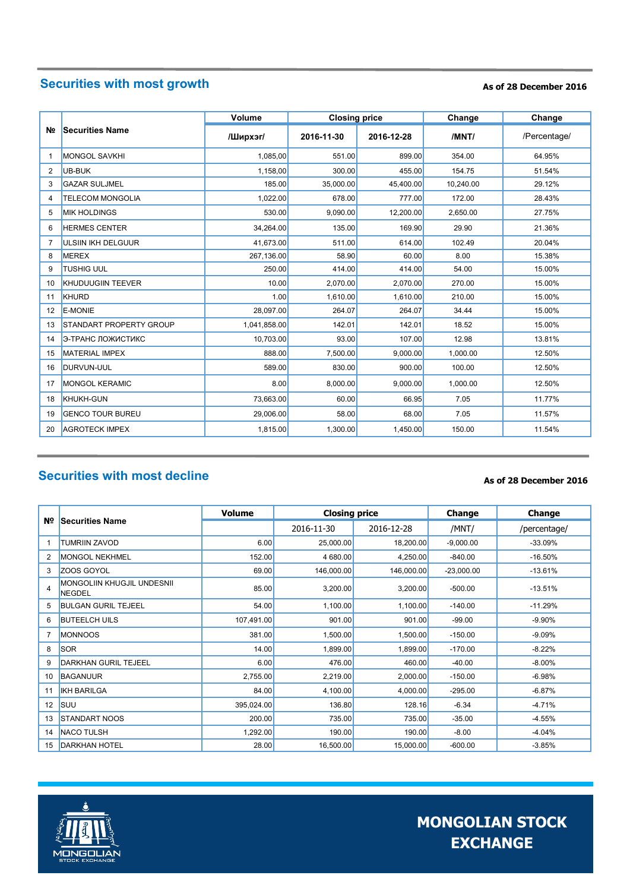## Securities with most growth

**As of 28 December 2016**

| № | Securities Name | Volume | Closing price | | Change | Change |
|---|---|---|---|---|---|---|
| | | /Ширхэг/ | 2016-11-30 | 2016-12-28 | /MNT/ | /Percentage/ |
| 1 | MONGOL SAVKHI | 1,085,00 | 551.00 | 899.00 | 354.00 | 64.95% |
| 2 | UB-BUK | 1,158,00 | 300.00 | 455.00 | 154.75 | 51.54% |
| 3 | GAZAR SULJMEL | 185.00 | 35,000.00 | 45,400.00 | 10,240.00 | 29.12% |
| 4 | TELECOM MONGOLIA | 1,022.00 | 678.00 | 777.00 | 172.00 | 28.43% |
| 5 | MIK HOLDINGS | 530.00 | 9,090.00 | 12,200.00 | 2,650.00 | 27.75% |
| 6 | HERMES CENTER | 34,264.00 | 135.00 | 169.90 | 29.90 | 21.36% |
| 7 | ULSIIN IKH DELGUUR | 41,673.00 | 511.00 | 614.00 | 102.49 | 20.04% |
| 8 | MEREX | 267,136.00 | 58.90 | 60.00 | 8.00 | 15.38% |
| 9 | TUSHIG UUL | 250.00 | 414.00 | 414.00 | 54.00 | 15.00% |
| 10 | KHUDUUGIIN TEEVER | 10.00 | 2,070.00 | 2,070.00 | 270.00 | 15.00% |
| 11 | KHURD | 1.00 | 1,610.00 | 1,610.00 | 210.00 | 15.00% |
| 12 | E-MONIE | 28,097.00 | 264.07 | 264.07 | 34.44 | 15.00% |
| 13 | STANDART PROPERTY GROUP | 1,041,858.00 | 142.01 | 142.01 | 18.52 | 15.00% |
| 14 | Э-ТРАНС ЛОЖИСТИКС | 10,703.00 | 93.00 | 107.00 | 12.98 | 13.81% |
| 15 | MATERIAL IMPEX | 888.00 | 7,500.00 | 9,000.00 | 1,000.00 | 12.50% |
| 16 | DURVUN-UUL | 589.00 | 830.00 | 900.00 | 100.00 | 12.50% |
| 17 | MONGOL KERAMIC | 8.00 | 8,000.00 | 9,000.00 | 1,000.00 | 12.50% |
| 18 | KHUKH-GUN | 73,663.00 | 60.00 | 66.95 | 7.05 | 11.77% |
| 19 | GENCO TOUR BUREU | 29,006.00 | 58.00 | 68.00 | 7.05 | 11.57% |
| 20 | AGROTECK IMPEX | 1,815.00 | 1,300.00 | 1,450.00 | 150.00 | 11.54% |

## Securities with most decline

**As of 28 December 2016**

| Nº | Securities Name | Volume | Closing price | | Change | Change |
|---|---|---|---|---|---|---|
| | | | 2016-11-30 | 2016-12-28 | /MNT/ | /percentage/ |
| 1 | TUMRIIN ZAVOD | 6.00 | 25,000.00 | 18,200.00 | -9,000.00 | -33.09% |
| 2 | MONGOL NEKHMEL | 152.00 | 4 680.00 | 4,250.00 | -840.00 | -16.50% |
| 3 | ZOOS GOYOL | 69.00 | 146,000.00 | 146,000.00 | -23,000.00 | -13.61% |
| 4 | MONGOLIIN KHUGJIL UNDESNII NEGDEL | 85.00 | 3,200.00 | 3,200.00 | -500.00 | -13.51% |
| 5 | BULGAN GURIL TEJEEL | 54.00 | 1,100.00 | 1,100.00 | -140.00 | -11.29% |
| 6 | BUTEELCH UILS | 107,491.00 | 901.00 | 901.00 | -99.00 | -9.90% |
| 7 | MONNOOS | 381.00 | 1,500.00 | 1,500.00 | -150.00 | -9.09% |
| 8 | SOR | 14.00 | 1,899.00 | 1,899.00 | -170.00 | -8.22% |
| 9 | DARKHAN GURIL TEJEEL | 6.00 | 476.00 | 460.00 | -40.00 | -8.00% |
| 10 | BAGANUUR | 2,755.00 | 2,219.00 | 2,000.00 | -150.00 | -6.98% |
| 11 | IKH BARILGA | 84.00 | 4,100.00 | 4,000.00 | -295.00 | -6.87% |
| 12 | SUU | 395,024.00 | 136.80 | 128.16 | -6.34 | -4.71% |
| 13 | STANDART NOOS | 200.00 | 735.00 | 735.00 | -35.00 | -4.55% |
| 14 | NACO TULSH | 1,292.00 | 190.00 | 190.00 | -8.00 | -4.04% |
| 15 | DARKHAN HOTEL | 28.00 | 16,500.00 | 15,000.00 | -600.00 | -3.85% |

MONGOLIAN STOCK EXCHANGE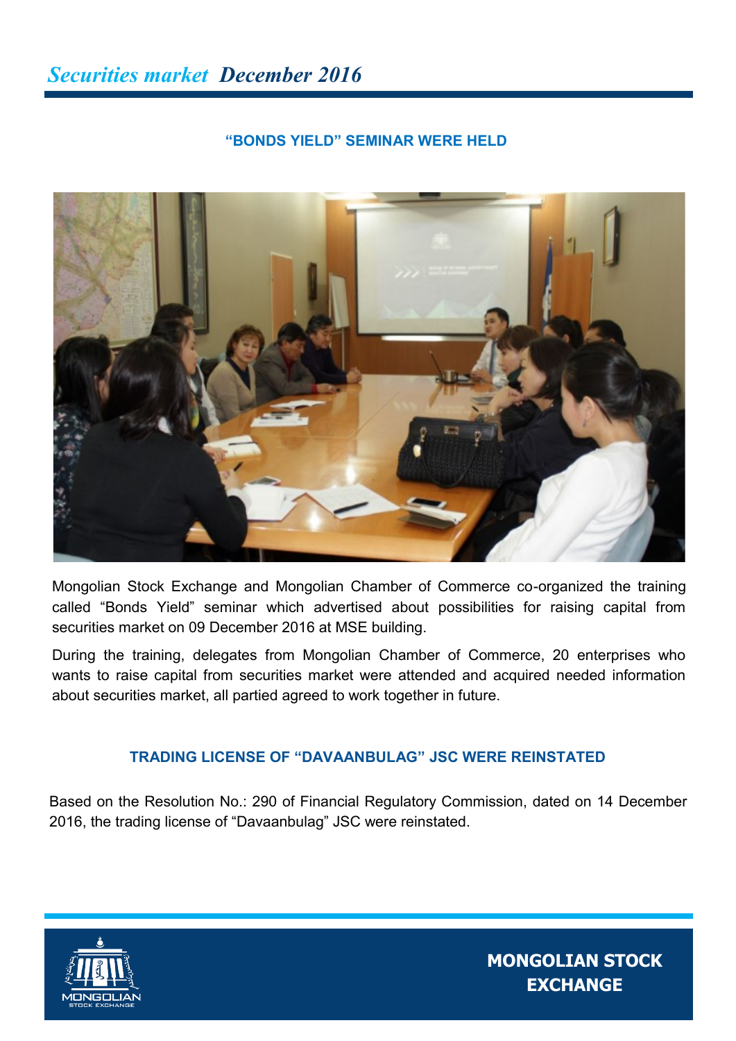## "BONDS YIELD" SEMINAR WERE HELD

Mongolian Stock Exchange and Mongolian Chamber of Commerce co-organized the training called "Bonds Yield" seminar which advertised about possibilities for raising capital from securities market on 09 December 2016 at MSE building.

During the training, delegates from Mongolian Chamber of Commerce, 20 enterprises who wants to raise capital from securities market were attended and acquired needed information about securities market, all partied agreed to work together in future.

## TRADING LICENSE OF "DAVAANBULAG" JSC WERE REINSTATED

Based on the Resolution No.: 290 of Financial Regulatory Commission, dated on 14 December 2016, the trading license of "Davaanbulag" JSC were reinstated.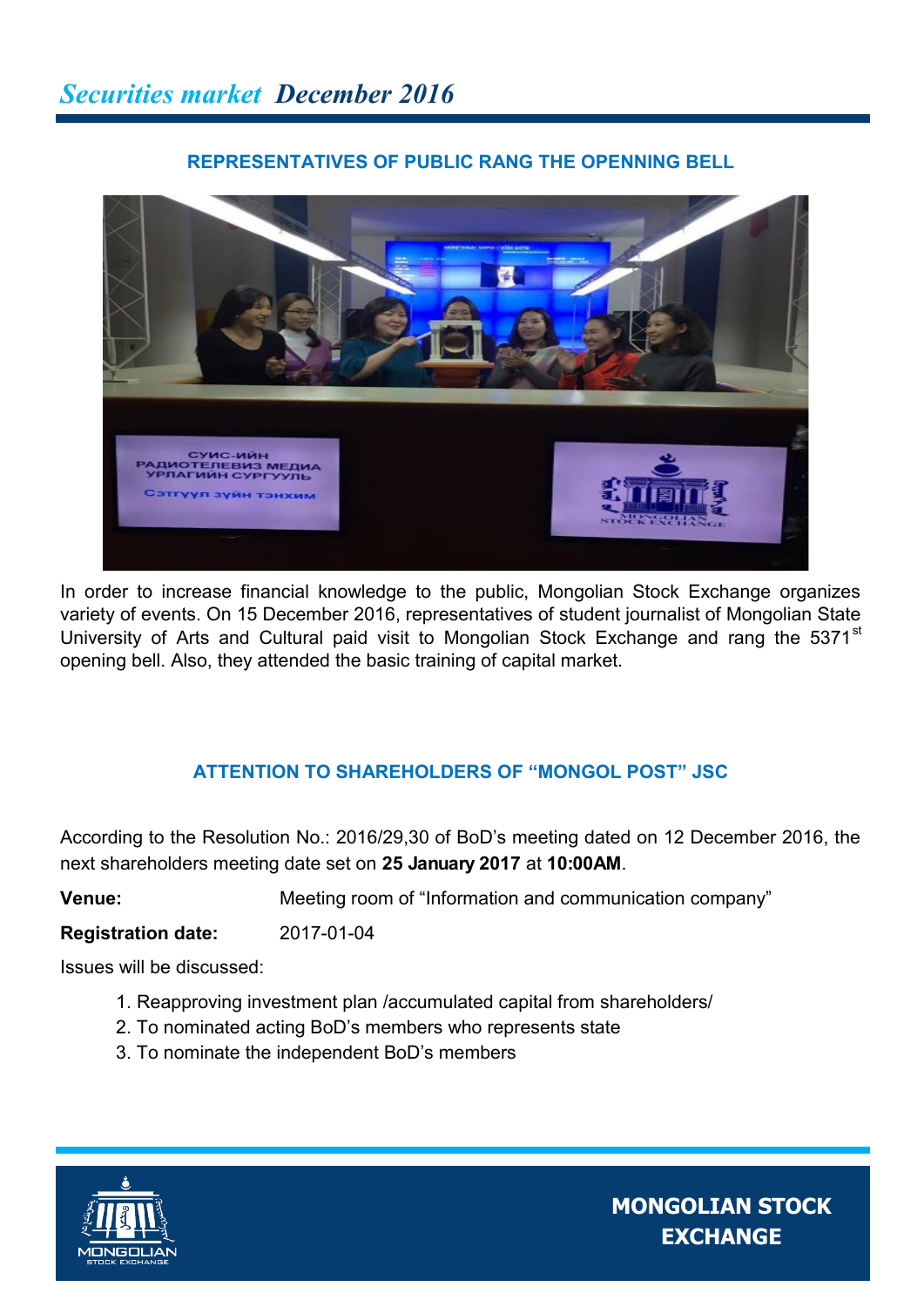## REPRESENTATIVES OF PUBLIC RANG THE OPENNING BELL

In order to increase financial knowledge to the public, Mongolian Stock Exchange organizes variety of events. On 15 December 2016, representatives of student journalist of Mongolian State University of Arts and Cultural paid visit to Mongolian Stock Exchange and rang the 5371st opening bell. Also, they attended the basic training of capital market.

## ATTENTION TO SHAREHOLDERS OF "MONGOL POST" JSC

According to the Resolution No.: 2016/29,30 of BoD's meeting dated on 12 December 2016, the next shareholders meeting date set on **25 January 2017** at **10:00AM**.

**Venue:** Meeting room of "Information and communication company"

**Registration date:** 2017-01-04

Issues will be discussed:

1. Reapproving investment plan /accumulated capital from shareholders/
2. To nominated acting BoD's members who represents state
3. To nominate the independent BoD's members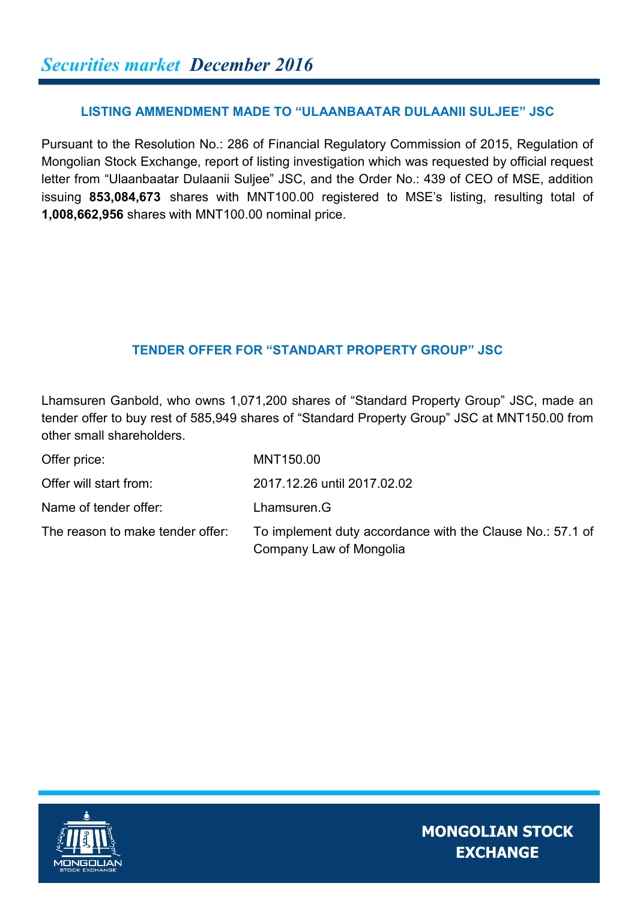## LISTING AMMENDMENT MADE TO "ULAANBAATAR DULAANII SULJEE" JSC

Pursuant to the Resolution No.: 286 of Financial Regulatory Commission of 2015, Regulation of Mongolian Stock Exchange, report of listing investigation which was requested by official request letter from "Ulaanbaatar Dulaanii Suljee" JSC, and the Order No.: 439 of CEO of MSE, addition issuing **853,084,673** shares with MNT100.00 registered to MSE's listing, resulting total of **1,008,662,956** shares with MNT100.00 nominal price.

## TENDER OFFER FOR "STANDART PROPERTY GROUP" JSC

Lhamsuren Ganbold, who owns 1,071,200 shares of "Standard Property Group" JSC, made an tender offer to buy rest of 585,949 shares of "Standard Property Group" JSC at MNT150.00 from other small shareholders.

| | |
|---|---|
| Offer price: | MNT150.00 |
| Offer will start from: | 2017.12.26 until 2017.02.02 |
| Name of tender offer: | Lhamsuren.G |
| The reason to make tender offer: | To implement duty accordance with the Clause No.: 57.1 of Company Law of Mongolia |